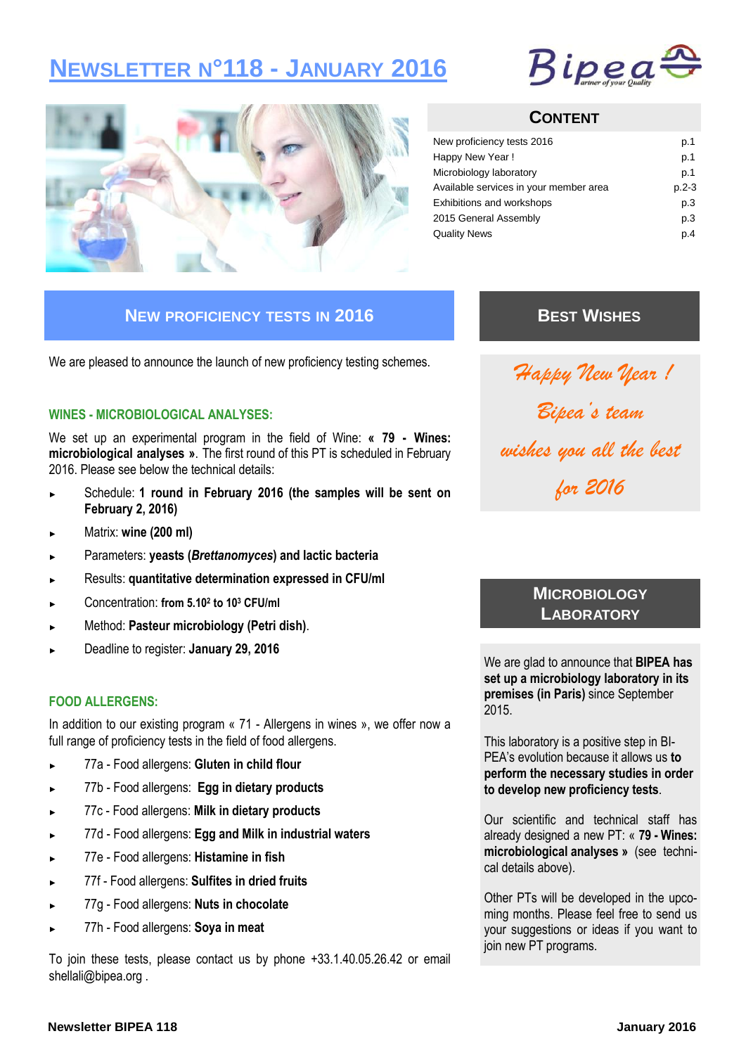# Newsletter n°118 - January 2016

## Content

| | |
|---|---|
| New proficiency tests 2016 | p.1 |
| Happy New Year ! | p.1 |
| Microbiology laboratory | p.1 |
| Available services in your member area | p.2-3 |
| Exhibitions and workshops | p.3 |
| 2015 General Assembly | p.3 |
| Quality News | p.4 |

## New proficiency tests in 2016

We are pleased to announce the launch of new proficiency testing schemes.

### WINES - MICROBIOLOGICAL ANALYSES:

We set up an experimental program in the field of Wine: **« 79 - Wines: microbiological analyses »**. The first round of this PT is scheduled in February 2016. Please see below the technical details:

- Schedule: **1 round in February 2016 (the samples will be sent on February 2, 2016)**
- Matrix: **wine (200 ml)**
- Parameters: **yeasts (*Brettanomyces*) and lactic bacteria**
- Results: **quantitative determination expressed in CFU/ml**
- Concentration: **from $5.10^2$ to $10^3$ CFU/ml**
- Method: **Pasteur microbiology (Petri dish)**.
- Deadline to register: **January 29, 2016**

### FOOD ALLERGENS:

In addition to our existing program « 71 - Allergens in wines », we offer now a full range of proficiency tests in the field of food allergens.

- 77a - Food allergens: **Gluten in child flour**
- 77b - Food allergens: **Egg in dietary products**
- 77c - Food allergens: **Milk in dietary products**
- 77d - Food allergens: **Egg and Milk in industrial waters**
- 77e - Food allergens: **Histamine in fish**
- 77f - Food allergens: **Sulfites in dried fruits**
- 77g - Food allergens: **Nuts in chocolate**
- 77h - Food allergens: **Soya in meat**

To join these tests, please contact us by phone +33.1.40.05.26.42 or email shellali@bipea.org .

## Best Wishes

*Happy New Year !*

*Bipea's team*

*wishes you all the best*

*for 2016*

## Microbiology Laboratory

We are glad to announce that **BIPEA has set up a microbiology laboratory in its premises (in Paris)** since September 2015.

This laboratory is a positive step in BIPEA's evolution because it allows us **to perform the necessary studies in order to develop new proficiency tests**.

Our scientific and technical staff has already designed a new PT: **« 79 - Wines: microbiological analyses »** (see technical details above).

Other PTs will be developed in the upcoming months. Please feel free to send us your suggestions or ideas if you want to join new PT programs.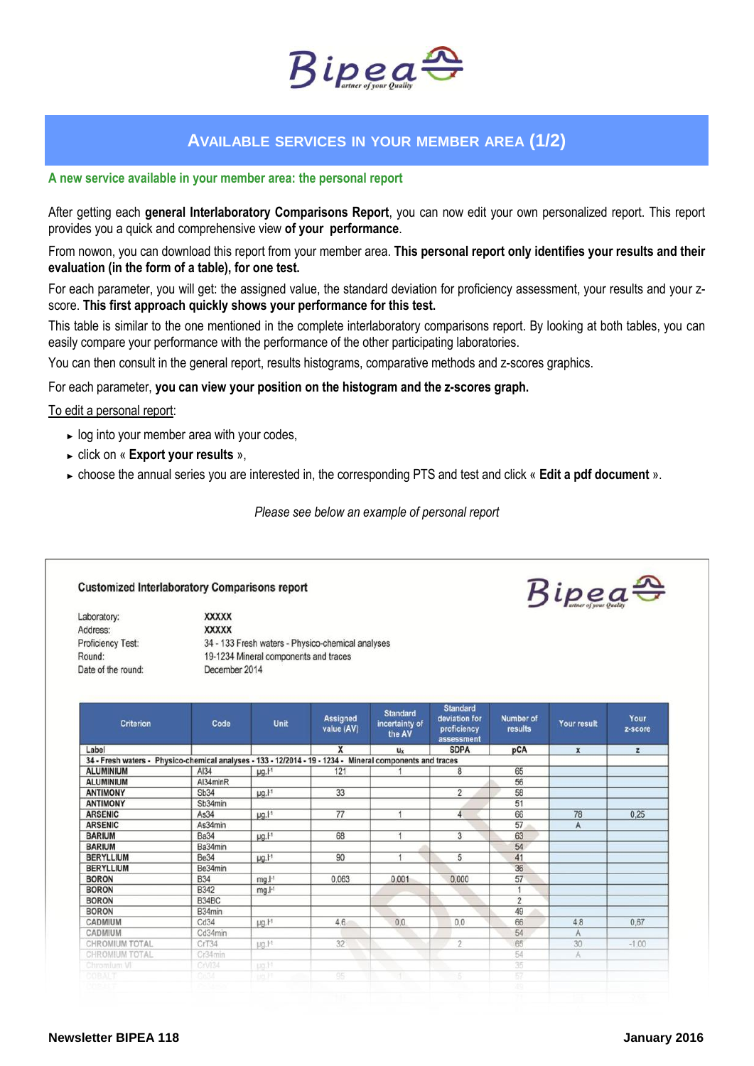# AVAILABLE SERVICES IN YOUR MEMBER AREA (1/2)

## A new service available in your member area: the personal report

After getting each **general Interlaboratory Comparisons Report**, you can now edit your own personalized report. This report provides you a quick and comprehensive view **of your performance**.

From nowon, you can download this report from your member area. **This personal report only identifies your results and their evaluation (in the form of a table), for one test.**

For each parameter, you will get: the assigned value, the standard deviation for proficiency assessment, your results and your z-score. **This first approach quickly shows your performance for this test.**

This table is similar to the one mentioned in the complete interlaboratory comparisons report. By looking at both tables, you can easily compare your performance with the performance of the other participating laboratories.

You can then consult in the general report, results histograms, comparative methods and z-scores graphics.

For each parameter, **you can view your position on the histogram and the z-scores graph.**

To edit a personal report:

- log into your member area with your codes,
- click on « **Export your results** »,
- choose the annual series you are interested in, the corresponding PTS and test and click « **Edit a pdf document** ».

*Please see below an example of personal report*

**Customized Interlaboratory Comparisons report**

Laboratory: **XXXXX**
Address: **XXXXX**
Proficiency Test: 34 - 133 Fresh waters - Physico-chemical analyses
Round: 19-1234 Mineral components and traces
Date of the round: December 2014

| Criterion | Code | Unit | Assigned value (AV) | Standard incertainty of the AV | Standard deviation for proficiency assessment | Number of results | Your result | Your z-score |
|---|---|---|---|---|---|---|---|---|
| Label | | | X | $u_x$ | SDPA | pCA | x | z |
| 34 - Fresh waters - Physico-chemical analyses - 133 - 12/2014 - 19 - 1234 - Mineral components and traces | | | | | | | | |
| ALUMINIUM | Al34 | µg.l-1 | 121 | 1 | 8 | 65 | | |
| ALUMINIUM | Al34minR | | | | | 56 | | |
| ANTIMONY | Sb34 | µg.l-1 | 33 | | 2 | 58 | | |
| ANTIMONY | Sb34min | | | | | 51 | | |
| ARSENIC | As34 | µg.l-1 | 77 | 1 | 4 | 66 | 78 | 0,25 |
| ARSENIC | As34min | | | | | 57 | A | |
| BARIUM | Ba34 | µg.l-1 | 68 | 1 | 3 | 63 | | |
| BARIUM | Ba34min | | | | | 54 | | |
| BERYLLIUM | Be34 | µg.l-1 | 90 | 1 | 5 | 41 | | |
| BERYLLIUM | Be34min | | | | | 36 | | |
| BORON | B34 | mg.l-1 | 0,063 | 0,001 | 0,000 | 57 | | |
| BORON | B342 | mg.l-1 | | | | 1 | | |
| BORON | B34BC | | | | | 2 | | |
| BORON | B34min | | | | | 49 | | |
| CADMIUM | Cd34 | µg.l-1 | 4,6 | 0,0 | 0,0 | 66 | 4,8 | 0,67 |
| CADMIUM | Cd34min | | | | | 54 | A | |
| CHROMIUM TOTAL | CrT34 | µg.l-1 | 32 | | 2 | 65 | 30 | -1,00 |
| CHROMIUM TOTAL | Cr34min | | | | | 54 | A | |
| Chromium VI | CrVI34 | µg.l-1 | | | | 35 | | |
| COBALT | Co34 | µg.l-1 | 95 | 1 | 5 | 57 | | |

**Newsletter BIPEA 118** — **January 2016**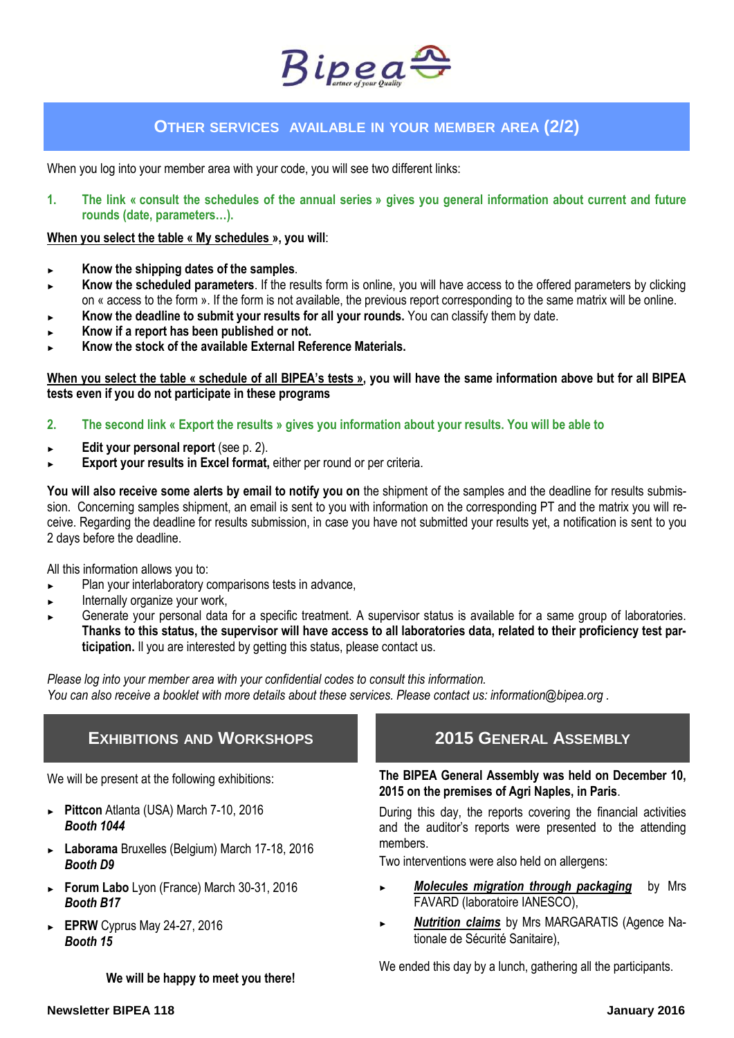# Other services available in your member area (2/2)

When you log into your member area with your code, you will see two different links:

**1. The link « consult the schedules of the annual series » gives you general information about current and future rounds (date, parameters…).**

**<u>When you select the table « My schedules »</u>, you will**:

- **Know the shipping dates of the samples**.
- **Know the scheduled parameters**. If the results form is online, you will have access to the offered parameters by clicking on « access to the form ». If the form is not available, the previous report corresponding to the same matrix will be online.
- **Know the deadline to submit your results for all your rounds.** You can classify them by date.
- **Know if a report has been published or not.**
- **Know the stock of the available External Reference Materials.**

**<u>When you select the table « schedule of all BIPEA's tests »</u>, you will have the same information above but for all BIPEA tests even if you do not participate in these programs**

**2. The second link « Export the results » gives you information about your results. You will be able to**

- **Edit your personal report** (see p. 2).
- **Export your results in Excel format,** either per round or per criteria.

**You will also receive some alerts by email to notify you on** the shipment of the samples and the deadline for results submission. Concerning samples shipment, an email is sent to you with information on the corresponding PT and the matrix you will receive. Regarding the deadline for results submission, in case you have not submitted your results yet, a notification is sent to you 2 days before the deadline.

All this information allows you to:

- Plan your interlaboratory comparisons tests in advance,
- Internally organize your work,
- Generate your personal data for a specific treatment. A supervisor status is available for a same group of laboratories. **Thanks to this status, the supervisor will have access to all laboratories data, related to their proficiency test participation.** Il you are interested by getting this status, please contact us.

*Please log into your member area with your confidential codes to consult this information.*
*You can also receive a booklet with more details about these services. Please contact us: information@bipea.org .*

## Exhibitions and Workshops

We will be present at the following exhibitions:

- **Pittcon** Atlanta (USA) March 7-10, 2016
  ***Booth 1044***
- **Laborama** Bruxelles (Belgium) March 17-18, 2016
  ***Booth D9***
- **Forum Labo** Lyon (France) March 30-31, 2016
  ***Booth B17***
- **EPRW** Cyprus May 24-27, 2016
  ***Booth 15***

**We will be happy to meet you there!**

## 2015 General Assembly

**The BIPEA General Assembly was held on December 10, 2015 on the premises of Agri Naples, in Paris**.

During this day, the reports covering the financial activities and the auditor's reports were presented to the attending members.

Two interventions were also held on allergens:

- ***<u>Molecules migration through packaging</u>*** by Mrs FAVARD (laboratoire IANESCO),
- ***<u>Nutrition claims</u>*** by Mrs MARGARATIS (Agence Nationale de Sécurité Sanitaire),

We ended this day by a lunch, gathering all the participants.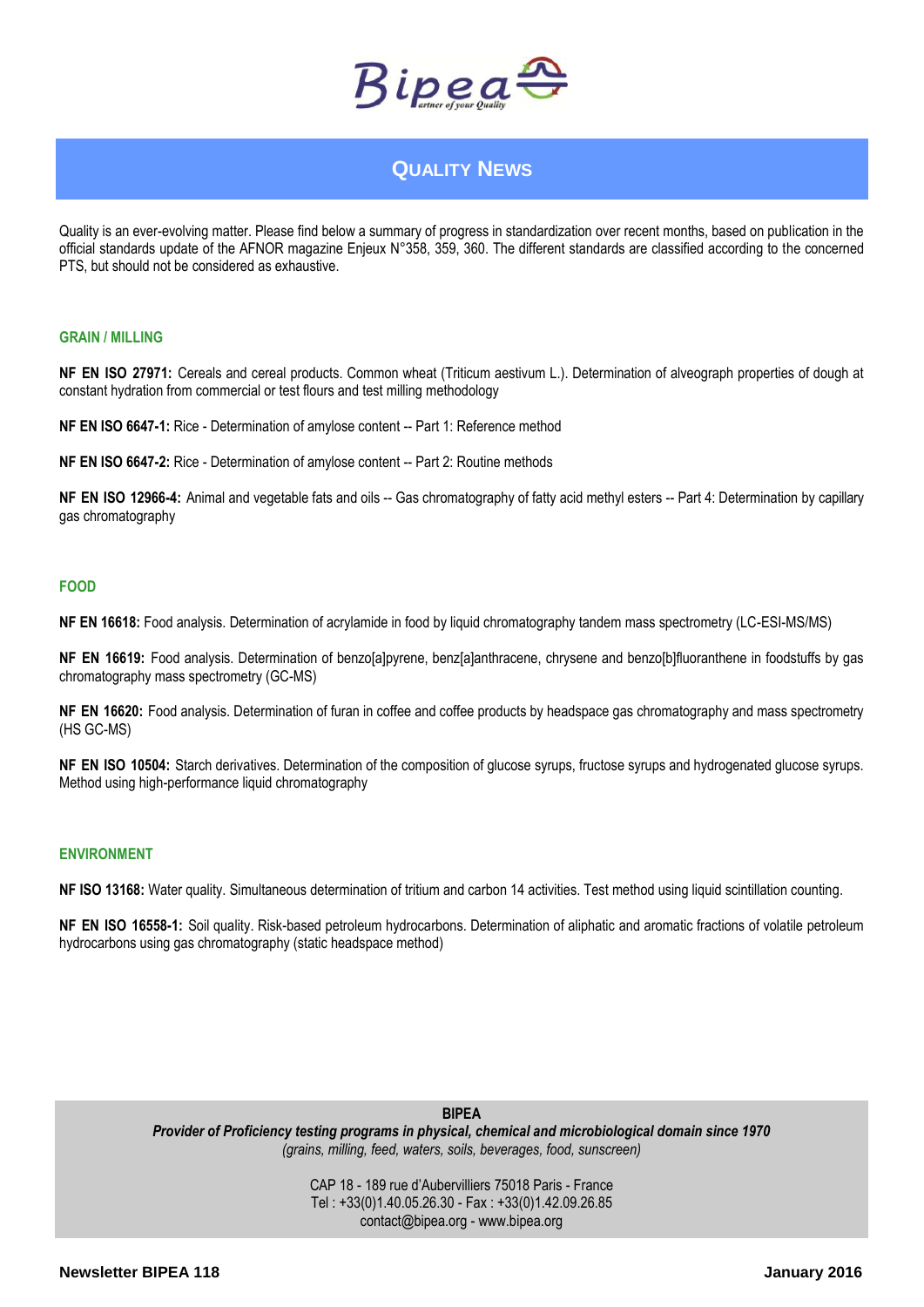# QUALITY NEWS

Quality is an ever-evolving matter. Please find below a summary of progress in standardization over recent months, based on publication in the official standards update of the AFNOR magazine Enjeux N°358, 359, 360. The different standards are classified according to the concerned PTS, but should not be considered as exhaustive.

## GRAIN / MILLING

**NF EN ISO 27971:** Cereals and cereal products. Common wheat (Triticum aestivum L.). Determination of alveograph properties of dough at constant hydration from commercial or test flours and test milling methodology

**NF EN ISO 6647-1:** Rice - Determination of amylose content -- Part 1: Reference method

**NF EN ISO 6647-2:** Rice - Determination of amylose content -- Part 2: Routine methods

**NF EN ISO 12966-4:** Animal and vegetable fats and oils -- Gas chromatography of fatty acid methyl esters -- Part 4: Determination by capillary gas chromatography

## FOOD

**NF EN 16618:** Food analysis. Determination of acrylamide in food by liquid chromatography tandem mass spectrometry (LC-ESI-MS/MS)

**NF EN 16619:** Food analysis. Determination of benzo[a]pyrene, benz[a]anthracene, chrysene and benzo[b]fluoranthene in foodstuffs by gas chromatography mass spectrometry (GC-MS)

**NF EN 16620:** Food analysis. Determination of furan in coffee and coffee products by headspace gas chromatography and mass spectrometry (HS GC-MS)

**NF EN ISO 10504:** Starch derivatives. Determination of the composition of glucose syrups, fructose syrups and hydrogenated glucose syrups. Method using high-performance liquid chromatography

## ENVIRONMENT

**NF ISO 13168:** Water quality. Simultaneous determination of tritium and carbon 14 activities. Test method using liquid scintillation counting.

**NF EN ISO 16558-1:** Soil quality. Risk-based petroleum hydrocarbons. Determination of aliphatic and aromatic fractions of volatile petroleum hydrocarbons using gas chromatography (static headspace method)

**BIPEA**

***Provider of Proficiency testing programs in physical, chemical and microbiological domain since 1970***

*(grains, milling, feed, waters, soils, beverages, food, sunscreen)*

CAP 18 - 189 rue d'Aubervilliers 75018 Paris - France
Tel : +33(0)1.40.05.26.30 - Fax : +33(0)1.42.09.26.85
contact@bipea.org - www.bipea.org